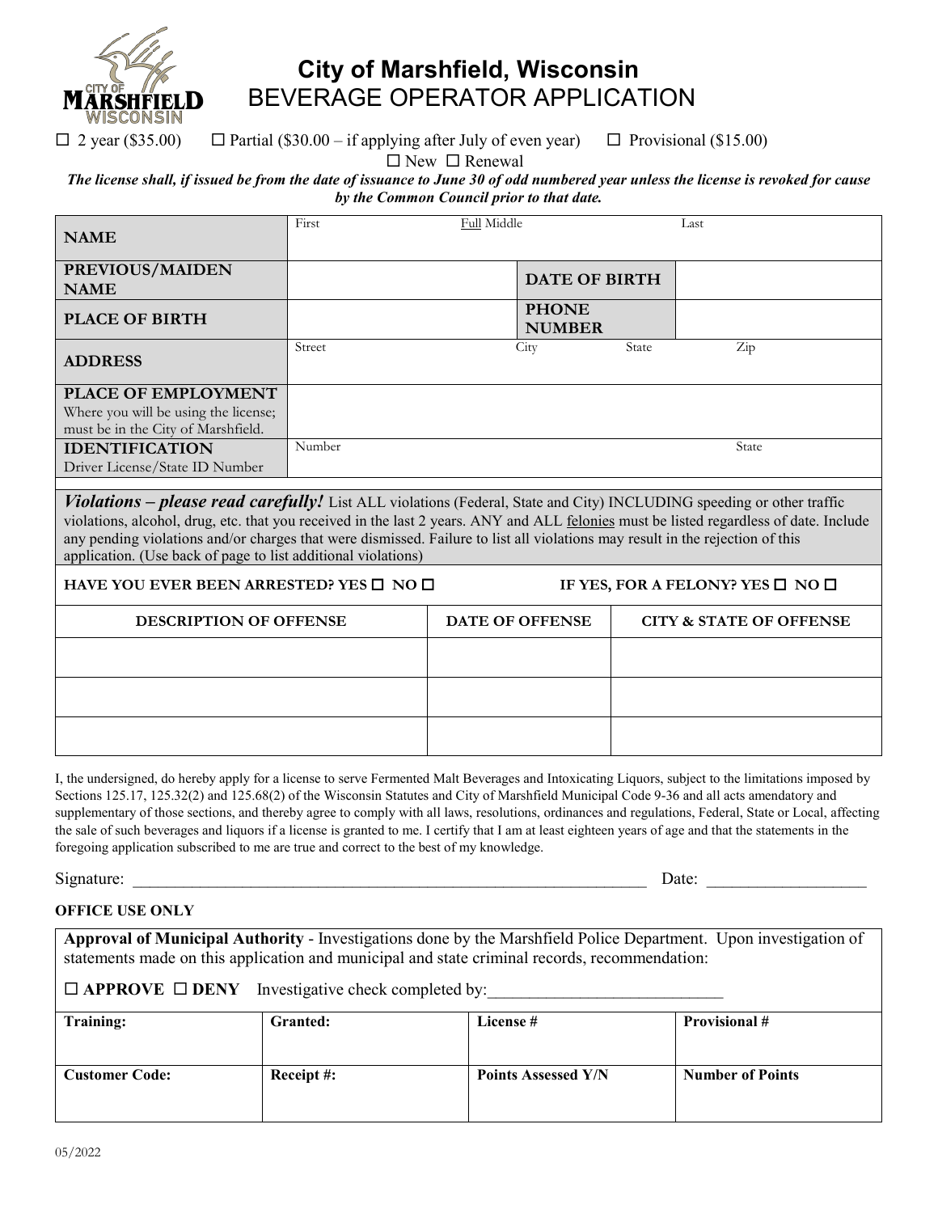# City of Marshfield, Wisconsin
## BEVERAGE OPERATOR APPLICATION

☐ 2 year ($35.00) ☐ Partial ($30.00 – if applying after July of even year) ☐ Provisional ($15.00)

☐ New ☐ Renewal

***The license shall, if issued be from the date of issuance to June 30 of odd numbered year unless the license is revoked for cause by the Common Council prior to that date.***

| | | | |
|---|---|---|---|
| **NAME** | First / Full Middle / Last | | |
| **PREVIOUS/MAIDEN NAME** | | **DATE OF BIRTH** | |
| **PLACE OF BIRTH** | | **PHONE NUMBER** | |
| **ADDRESS** | Street / City / State / Zip | | |
| **PLACE OF EMPLOYMENT** Where you will be using the license; must be in the City of Marshfield. | | | |
| **IDENTIFICATION** Driver License/State ID Number | Number / State | | |

***Violations – please read carefully!*** List ALL violations (Federal, State and City) INCLUDING speeding or other traffic violations, alcohol, drug, etc. that you received in the last 2 years. ANY and ALL felonies must be listed regardless of date. Include any pending violations and/or charges that were dismissed. Failure to list all violations may result in the rejection of this application. (Use back of page to list additional violations)

**HAVE YOU EVER BEEN ARRESTED? YES ☐ NO ☐** **IF YES, FOR A FELONY? YES ☐ NO ☐**

| DESCRIPTION OF OFFENSE | DATE OF OFFENSE | CITY & STATE OF OFFENSE |
|---|---|---|
| | | |
| | | |
| | | |

I, the undersigned, do hereby apply for a license to serve Fermented Malt Beverages and Intoxicating Liquors, subject to the limitations imposed by Sections 125.17, 125.32(2) and 125.68(2) of the Wisconsin Statutes and City of Marshfield Municipal Code 9-36 and all acts amendatory and supplementary of those sections, and thereby agree to comply with all laws, resolutions, ordinances and regulations, Federal, State or Local, affecting the sale of such beverages and liquors if a license is granted to me. I certify that I am at least eighteen years of age and that the statements in the foregoing application subscribed to me are true and correct to the best of my knowledge.

Signature: ______________________________ Date: ______________

**OFFICE USE ONLY**

**Approval of Municipal Authority** - Investigations done by the Marshfield Police Department. Upon investigation of statements made on this application and municipal and state criminal records, recommendation:

☐ **APPROVE** ☐ **DENY** Investigative check completed by:______________________

| **Training:** | **Granted:** | **License #** | **Provisional #** |
|---|---|---|---|
| **Customer Code:** | **Receipt #:** | **Points Assessed Y/N** | **Number of Points** |

05/2022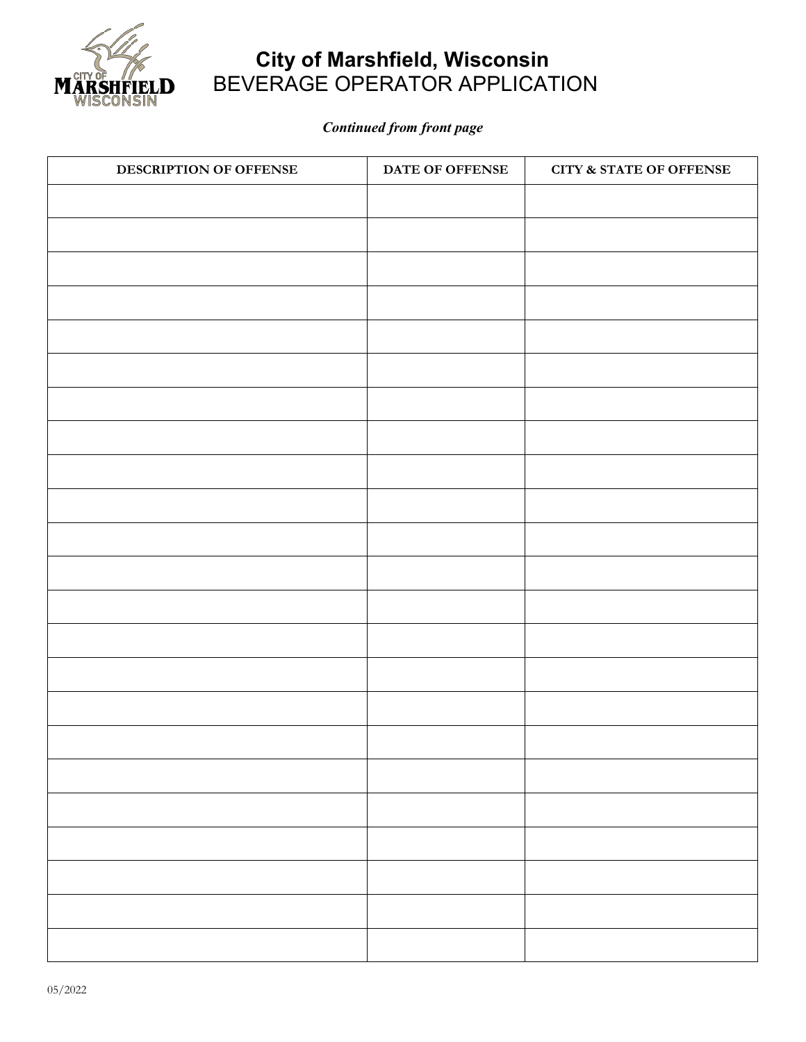# City of Marshfield, Wisconsin
## BEVERAGE OPERATOR APPLICATION

***Continued from front page***

| DESCRIPTION OF OFFENSE | DATE OF OFFENSE | CITY & STATE OF OFFENSE |
|---|---|---|
| | | |
| | | |
| | | |
| | | |
| | | |
| | | |
| | | |
| | | |
| | | |
| | | |
| | | |
| | | |
| | | |
| | | |
| | | |
| | | |
| | | |
| | | |
| | | |
| | | |
| | | |
| | | |
| | | |

05/2022